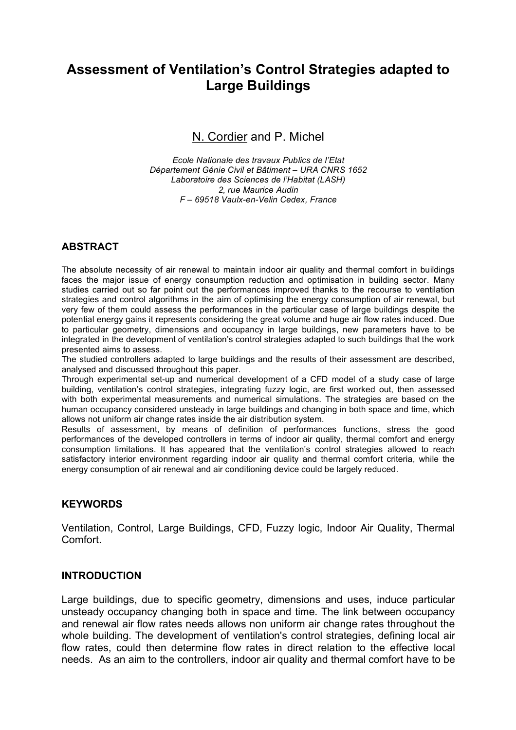# Assessment of Ventilation's Control Strategies adapted to Large Buildings

N. Cordier and P. Michel

*Ecole Nationale des travaux Publics de l'Etat*
*Département Génie Civil et Bâtiment – URA CNRS 1652*
*Laboratoire des Sciences de l'Habitat (LASH)*
*2, rue Maurice Audin*
*F – 69518 Vaulx-en-Velin Cedex, France*

## ABSTRACT

The absolute necessity of air renewal to maintain indoor air quality and thermal comfort in buildings faces the major issue of energy consumption reduction and optimisation in building sector. Many studies carried out so far point out the performances improved thanks to the recourse to ventilation strategies and control algorithms in the aim of optimising the energy consumption of air renewal, but very few of them could assess the performances in the particular case of large buildings despite the potential energy gains it represents considering the great volume and huge air flow rates induced. Due to particular geometry, dimensions and occupancy in large buildings, new parameters have to be integrated in the development of ventilation's control strategies adapted to such buildings that the work presented aims to assess.

The studied controllers adapted to large buildings and the results of their assessment are described, analysed and discussed throughout this paper.

Through experimental set-up and numerical development of a CFD model of a study case of large building, ventilation's control strategies, integrating fuzzy logic, are first worked out, then assessed with both experimental measurements and numerical simulations. The strategies are based on the human occupancy considered unsteady in large buildings and changing in both space and time, which allows not uniform air change rates inside the air distribution system.

Results of assessment, by means of definition of performances functions, stress the good performances of the developed controllers in terms of indoor air quality, thermal comfort and energy consumption limitations. It has appeared that the ventilation's control strategies allowed to reach satisfactory interior environment regarding indoor air quality and thermal comfort criteria, while the energy consumption of air renewal and air conditioning device could be largely reduced.

## KEYWORDS

Ventilation, Control, Large Buildings, CFD, Fuzzy logic, Indoor Air Quality, Thermal Comfort.

## INTRODUCTION

Large buildings, due to specific geometry, dimensions and uses, induce particular unsteady occupancy changing both in space and time. The link between occupancy and renewal air flow rates needs allows non uniform air change rates throughout the whole building. The development of ventilation's control strategies, defining local air flow rates, could then determine flow rates in direct relation to the effective local needs. As an aim to the controllers, indoor air quality and thermal comfort have to be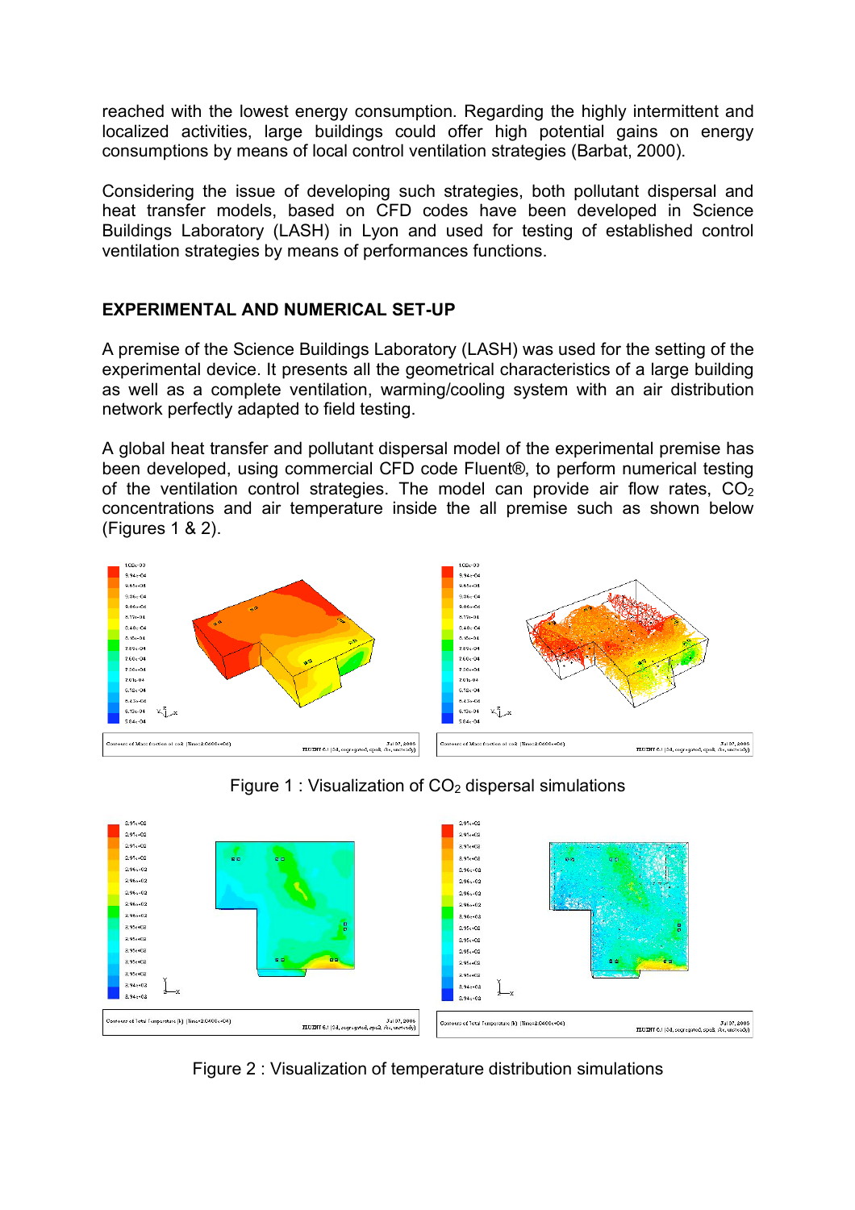reached with the lowest energy consumption. Regarding the highly intermittent and localized activities, large buildings could offer high potential gains on energy consumptions by means of local control ventilation strategies (Barbat, 2000).

Considering the issue of developing such strategies, both pollutant dispersal and heat transfer models, based on CFD codes have been developed in Science Buildings Laboratory (LASH) in Lyon and used for testing of established control ventilation strategies by means of performances functions.

## EXPERIMENTAL AND NUMERICAL SET-UP

A premise of the Science Buildings Laboratory (LASH) was used for the setting of the experimental device. It presents all the geometrical characteristics of a large building as well as a complete ventilation, warming/cooling system with an air distribution network perfectly adapted to field testing.

A global heat transfer and pollutant dispersal model of the experimental premise has been developed, using commercial CFD code Fluent®, to perform numerical testing of the ventilation control strategies. The model can provide air flow rates, $CO_2$ concentrations and air temperature inside the all premise such as shown below (Figures 1 & 2).

Figure 1 : Visualization of $CO_2$ dispersal simulations

Figure 2 : Visualization of temperature distribution simulations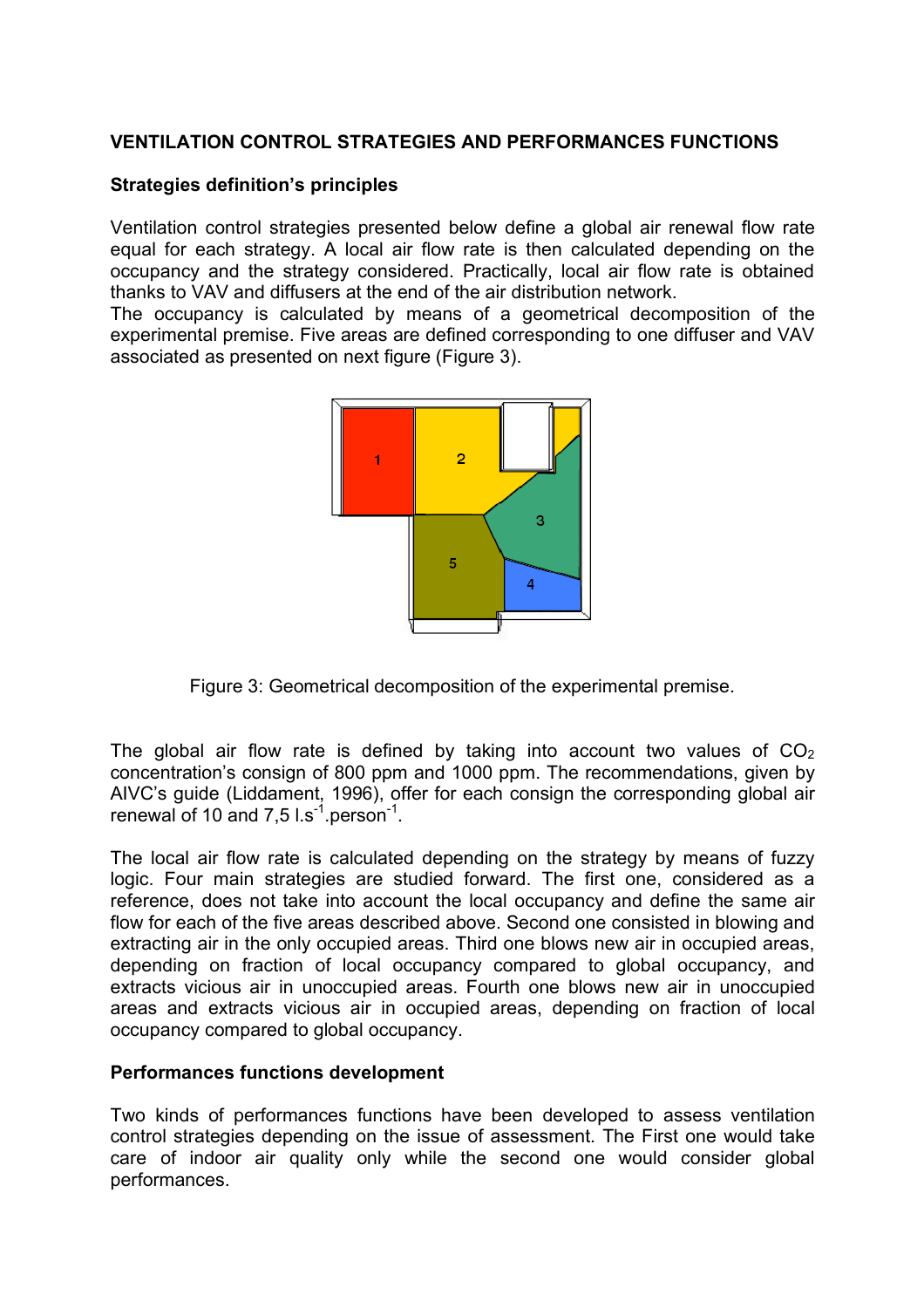## VENTILATION CONTROL STRATEGIES AND PERFORMANCES FUNCTIONS

### Strategies definition's principles

Ventilation control strategies presented below define a global air renewal flow rate equal for each strategy. A local air flow rate is then calculated depending on the occupancy and the strategy considered. Practically, local air flow rate is obtained thanks to VAV and diffusers at the end of the air distribution network.

The occupancy is calculated by means of a geometrical decomposition of the experimental premise. Five areas are defined corresponding to one diffuser and VAV associated as presented on next figure (Figure 3).

Figure 3: Geometrical decomposition of the experimental premise.

The global air flow rate is defined by taking into account two values of $CO_2$ concentration's consign of 800 ppm and 1000 ppm. The recommendations, given by AIVC's guide (Liddament, 1996), offer for each consign the corresponding global air renewal of 10 and 7,5 $l.s^{-1}.person^{-1}$.

The local air flow rate is calculated depending on the strategy by means of fuzzy logic. Four main strategies are studied forward. The first one, considered as a reference, does not take into account the local occupancy and define the same air flow for each of the five areas described above. Second one consisted in blowing and extracting air in the only occupied areas. Third one blows new air in occupied areas, depending on fraction of local occupancy compared to global occupancy, and extracts vicious air in unoccupied areas. Fourth one blows new air in unoccupied areas and extracts vicious air in occupied areas, depending on fraction of local occupancy compared to global occupancy.

### Performances functions development

Two kinds of performances functions have been developed to assess ventilation control strategies depending on the issue of assessment. The First one would take care of indoor air quality only while the second one would consider global performances.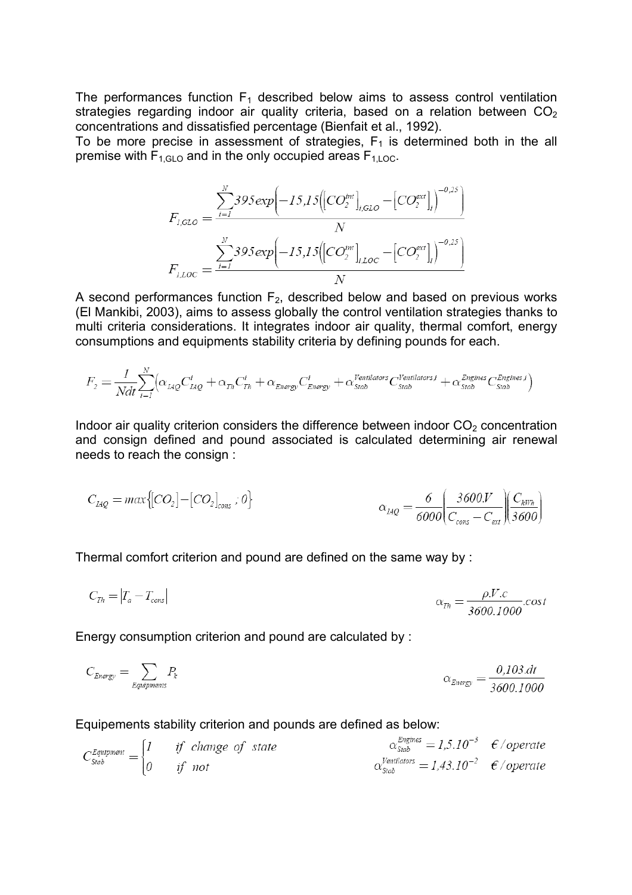The performances function $F_1$ described below aims to assess control ventilation strategies regarding indoor air quality criteria, based on a relation between $CO_2$ concentrations and dissatisfied percentage (Bienfait et al., 1992).

To be more precise in assessment of strategies, $F_1$ is determined both in the all premise with $F_{1,GLO}$ and in the only occupied areas $F_{1,LOC}$.

$$F_{1,GLO} = \frac{\sum_{i=1}^{N} 395 exp\left(-15,15\left(\left[CO_2^{int}\right]_{i,GLO} - \left[CO_2^{ext}\right]_i\right)^{-0,25}\right)}{N}$$

$$F_{1,LOC} = \frac{\sum_{i=1}^{N} 395 exp\left(-15,15\left(\left[CO_2^{int}\right]_{i,LOC} - \left[CO_2^{ext}\right]_i\right)^{-0,25}\right)}{N}$$

A second performances function $F_2$, described below and based on previous works (El Mankibi, 2003), aims to assess globally the control ventilation strategies thanks to multi criteria considerations. It integrates indoor air quality, thermal comfort, energy consumptions and equipments stability criteria by defining pounds for each.

$$F_2 = \frac{1}{Ndt}\sum_{i=1}^{N}\left(\alpha_{IAQ} C_{IAQ}^{i} + \alpha_{Th} C_{Th}^{i} + \alpha_{Energy} C_{Energy}^{i} + \alpha_{Stab}^{Ventilators} C_{Stab}^{Ventilators,i} + \alpha_{Stab}^{Engines} C_{Stab}^{Engines,i}\right)$$

Indoor air quality criterion considers the difference between indoor $CO_2$ concentration and consign defined and pound associated is calculated determining air renewal needs to reach the consign :

$$C_{IAQ} = max\left\{[CO_2] - [CO_2]_{cons} \, ; 0\right\} \qquad \alpha_{IAQ} = \frac{6}{6000}\left(\frac{3600.V}{C_{cons} - C_{ext}}\right)\left(\frac{C_{kWh}}{3600}\right)$$

Thermal comfort criterion and pound are defined on the same way by :

$$C_{Th} = \left|T_a - T_{cons}\right| \qquad \alpha_{Th} = \frac{\rho.V.c}{3600.1000}.cost$$

Energy consumption criterion and pound are calculated by :

$$C_{Energy} = \sum_{Equipments} P_k \qquad \alpha_{Energy} = \frac{0,103.dt}{3600.1000}$$

Equipements stability criterion and pounds are defined as below:

$$C_{Stab}^{Equipment} = \begin{cases} 1 & if \ \ change \ \ of \ \ state \\ 0 & if \ \ not \end{cases} \qquad \begin{aligned} \alpha_{Stab}^{Engines} &= 1,5.10^{-3} \quad €/operate \\ \alpha_{Stab}^{Ventilators} &= 1,43.10^{-2} \quad €/operate \end{aligned}$$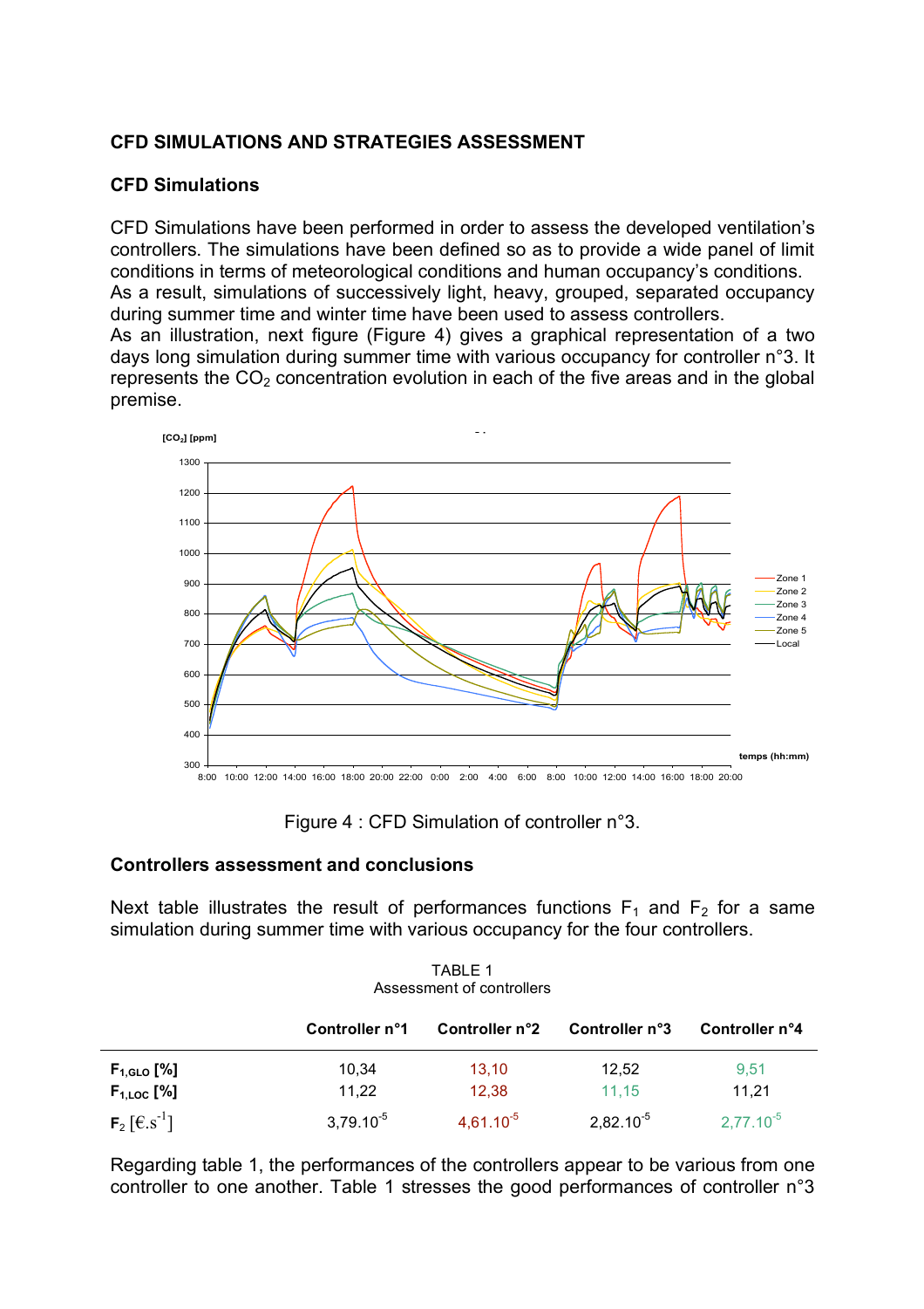## CFD SIMULATIONS AND STRATEGIES ASSESSMENT

### CFD Simulations

CFD Simulations have been performed in order to assess the developed ventilation's controllers. The simulations have been defined so as to provide a wide panel of limit conditions in terms of meteorological conditions and human occupancy's conditions. As a result, simulations of successively light, heavy, grouped, separated occupancy during summer time and winter time have been used to assess controllers.
As an illustration, next figure (Figure 4) gives a graphical representation of a two days long simulation during summer time with various occupancy for controller n°3. It represents the $CO_2$ concentration evolution in each of the five areas and in the global premise.

Figure 4 : CFD Simulation of controller n°3.

### Controllers assessment and conclusions

Next table illustrates the result of performances functions $F_1$ and $F_2$ for a same simulation during summer time with various occupancy for the four controllers.

TABLE 1
Assessment of controllers

| | Controller n°1 | Controller n°2 | Controller n°3 | Controller n°4 |
|---|---|---|---|---|
| $F_{1,GLO}$ [%] | 10,34 | 13,10 | 12,52 | 9,51 |
| $F_{1,LOC}$ [%] | 11,22 | 12,38 | 11,15 | 11,21 |
| $F_2$ [$€.s^{-1}$] | $3{,}79.10^{-5}$ | $4{,}61.10^{-5}$ | $2{,}82.10^{-5}$ | $2{,}77.10^{-5}$ |

Regarding table 1, the performances of the controllers appear to be various from one controller to one another. Table 1 stresses the good performances of controller n°3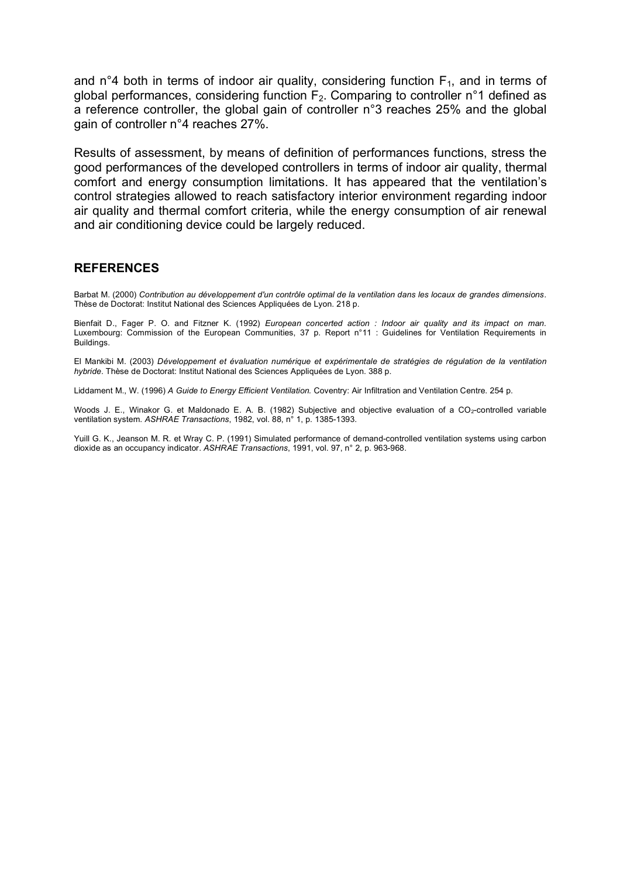and n°4 both in terms of indoor air quality, considering function $F_1$, and in terms of global performances, considering function $F_2$. Comparing to controller n°1 defined as a reference controller, the global gain of controller n°3 reaches 25% and the global gain of controller n°4 reaches 27%.

Results of assessment, by means of definition of performances functions, stress the good performances of the developed controllers in terms of indoor air quality, thermal comfort and energy consumption limitations. It has appeared that the ventilation's control strategies allowed to reach satisfactory interior environment regarding indoor air quality and thermal comfort criteria, while the energy consumption of air renewal and air conditioning device could be largely reduced.

## REFERENCES

Barbat M. (2000) *Contribution au développement d'un contrôle optimal de la ventilation dans les locaux de grandes dimensions*. Thèse de Doctorat: Institut National des Sciences Appliquées de Lyon. 218 p.

Bienfait D., Fager P. O. and Fitzner K. (1992) *European concerted action : Indoor air quality and its impact on man*. Luxembourg: Commission of the European Communities, 37 p. Report n°11 : Guidelines for Ventilation Requirements in Buildings.

El Mankibi M. (2003) *Développement et évaluation numérique et expérimentale de stratégies de régulation de la ventilation hybride*. Thèse de Doctorat: Institut National des Sciences Appliquées de Lyon. 388 p.

Liddament M., W. (1996) *A Guide to Energy Efficient Ventilation.* Coventry: Air Infiltration and Ventilation Centre. 254 p.

Woods J. E., Winakor G. et Maldonado E. A. B. (1982) Subjective and objective evaluation of a $CO_2$-controlled variable ventilation system. *ASHRAE Transactions*, 1982, vol. 88, n° 1, p. 1385-1393.

Yuill G. K., Jeanson M. R. et Wray C. P. (1991) Simulated performance of demand-controlled ventilation systems using carbon dioxide as an occupancy indicator. *ASHRAE Transactions*, 1991, vol. 97, n° 2, p. 963-968.